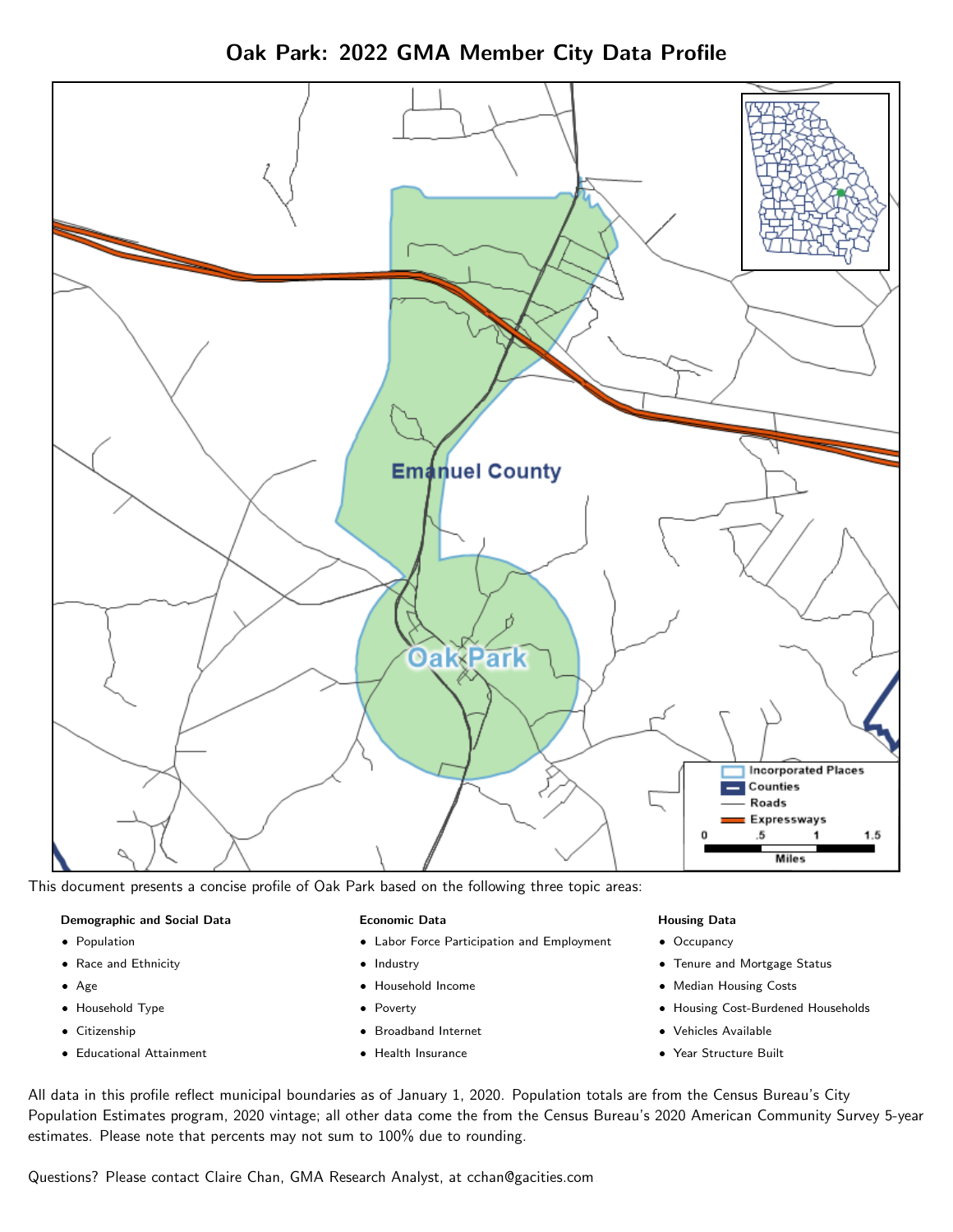# Oak Park: 2022 GMA Member City Data Profile

This document presents a concise profile of Oak Park based on the following three topic areas:

**Demographic and Social Data**

- Population
- Race and Ethnicity
- Age
- Household Type
- Citizenship
- Educational Attainment

**Economic Data**

- Labor Force Participation and Employment
- Industry
- Household Income
- Poverty
- Broadband Internet
- Health Insurance

**Housing Data**

- Occupancy
- Tenure and Mortgage Status
- Median Housing Costs
- Housing Cost-Burdened Households
- Vehicles Available
- Year Structure Built

All data in this profile reflect municipal boundaries as of January 1, 2020. Population totals are from the Census Bureau's City Population Estimates program, 2020 vintage; all other data come the from the Census Bureau's 2020 American Community Survey 5-year estimates. Please note that percents may not sum to 100% due to rounding.

Questions? Please contact Claire Chan, GMA Research Analyst, at cchan@gacities.com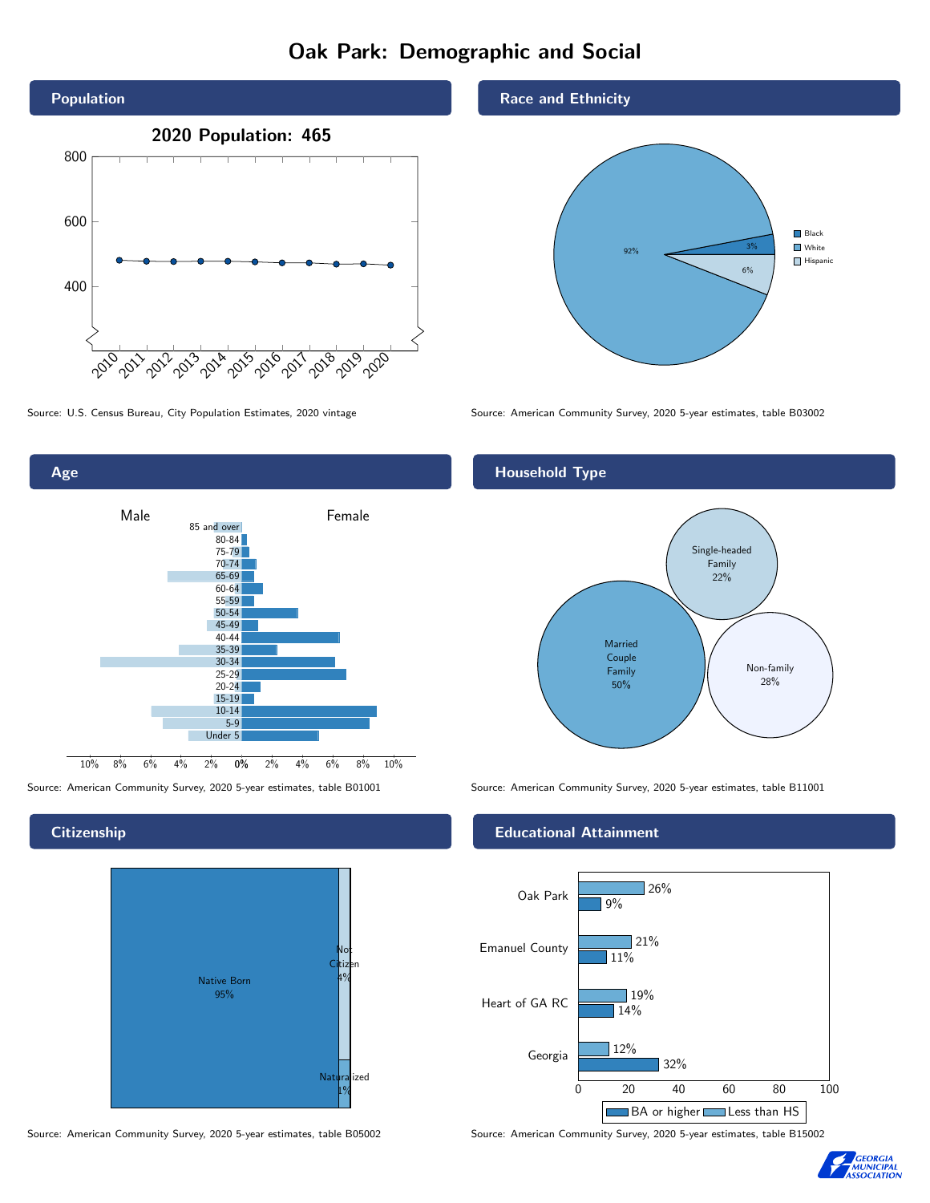# Oak Park: Demographic and Social

## Population

2020 Population: 465

Source: U.S. Census Bureau, City Population Estimates, 2020 vintage

## Race and Ethnicity

- Black: 3%
- White: 92%
- Hispanic: 6%

Source: American Community Survey, 2020 5-year estimates, table B03002

## Age

Source: American Community Survey, 2020 5-year estimates, table B01001

## Household Type

- Married Couple Family: 50%
- Single-headed Family: 22%
- Non-family: 28%

Source: American Community Survey, 2020 5-year estimates, table B11001

## Citizenship

- Native Born: 95%
- Not Citizen: 4%
- Naturalized: 1%

Source: American Community Survey, 2020 5-year estimates, table B05002

## Educational Attainment

| | Less than HS | BA or higher |
|---|---|---|
| Oak Park | 26% | 9% |
| Emanuel County | 21% | 11% |
| Heart of GA RC | 19% | 14% |
| Georgia | 12% | 32% |

Source: American Community Survey, 2020 5-year estimates, table B15002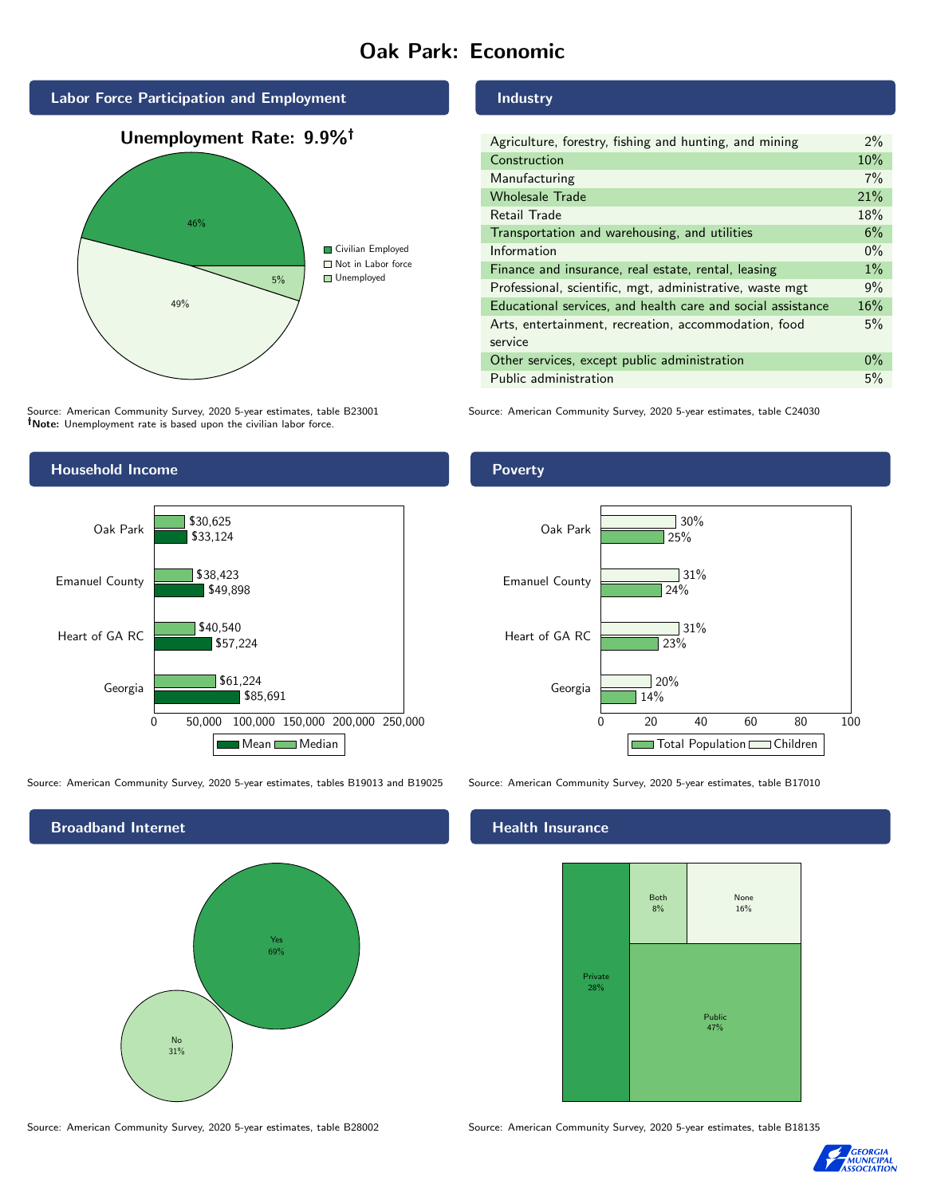# Oak Park: Economic

## Labor Force Participation and Employment

**Unemployment Rate: 9.9%†**

| Category | Percent |
|---|---|
| Civilian Employed | 46% |
| Not in Labor force | 49% |
| Unemployed | 5% |

Source: American Community Survey, 2020 5-year estimates, table B23001
**†Note:** Unemployment rate is based upon the civilian labor force.

## Industry

| Industry | Percent |
|---|---|
| Agriculture, forestry, fishing and hunting, and mining | 2% |
| Construction | 10% |
| Manufacturing | 7% |
| Wholesale Trade | 21% |
| Retail Trade | 18% |
| Transportation and warehousing, and utilities | 6% |
| Information | 0% |
| Finance and insurance, real estate, rental, leasing | 1% |
| Professional, scientific, mgt, administrative, waste mgt | 9% |
| Educational services, and health care and social assistance | 16% |
| Arts, entertainment, recreation, accommodation, food service | 5% |
| Other services, except public administration | 0% |
| Public administration | 5% |

Source: American Community Survey, 2020 5-year estimates, table C24030

## Household Income

| | Median | Mean |
|---|---|---|
| Oak Park | $30,625 | $33,124 |
| Emanuel County | $38,423 | $49,898 |
| Heart of GA RC | $40,540 | $57,224 |
| Georgia | $61,224 | $85,691 |

Source: American Community Survey, 2020 5-year estimates, tables B19013 and B19025

## Poverty

| | Children | Total Population |
|---|---|---|
| Oak Park | 30% | 25% |
| Emanuel County | 31% | 24% |
| Heart of GA RC | 31% | 23% |
| Georgia | 20% | 14% |

Source: American Community Survey, 2020 5-year estimates, table B17010

## Broadband Internet

| | Percent |
|---|---|
| Yes | 69% |
| No | 31% |

Source: American Community Survey, 2020 5-year estimates, table B28002

## Health Insurance

| | Percent |
|---|---|
| Private | 28% |
| Both | 8% |
| None | 16% |
| Public | 47% |

Source: American Community Survey, 2020 5-year estimates, table B18135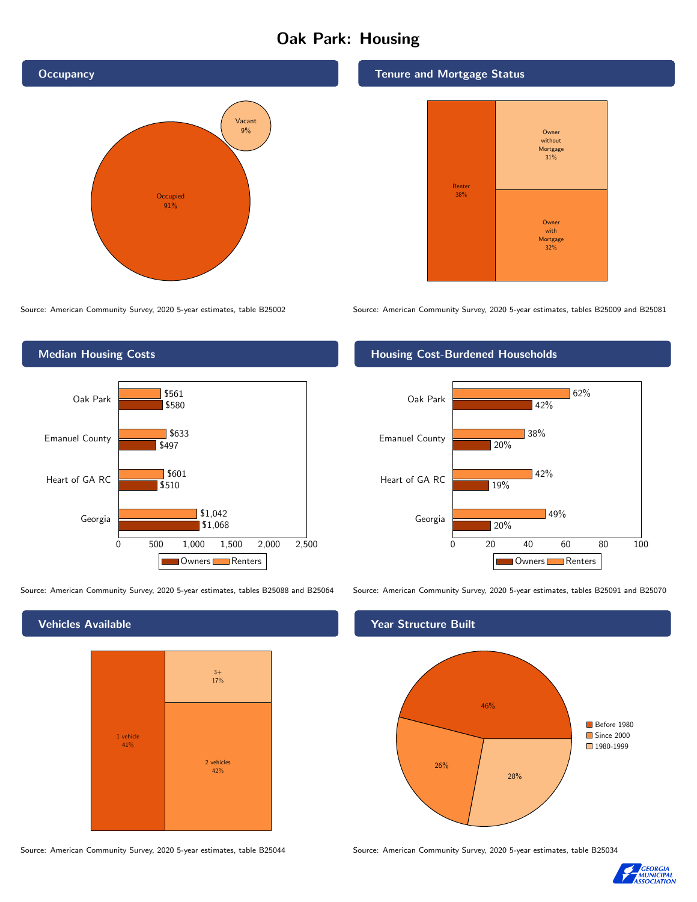# Oak Park: Housing

## Occupancy

Vacant
9%

Occupied
91%

Source: American Community Survey, 2020 5-year estimates, table B25002

## Tenure and Mortgage Status

Renter
38%

Owner without Mortgage
31%

Owner with Mortgage
32%

Source: American Community Survey, 2020 5-year estimates, tables B25009 and B25081

## Median Housing Costs

Oak Park
$561
$580

Emanuel County
$633
$497

Heart of GA RC
$601
$510

Georgia
$1,042
$1,068

0 500 1,000 1,500 2,000 2,500

Owners Renters

Source: American Community Survey, 2020 5-year estimates, tables B25088 and B25064

## Housing Cost-Burdened Households

Oak Park
62%
42%

Emanuel County
38%
20%

Heart of GA RC
42%
19%

Georgia
49%
20%

0 20 40 60 80 100

Owners Renters

Source: American Community Survey, 2020 5-year estimates, tables B25091 and B25070

## Vehicles Available

1 vehicle
41%

3+
17%

2 vehicles
42%

Source: American Community Survey, 2020 5-year estimates, table B25044

## Year Structure Built

46%

26%

28%

Before 1980
Since 2000
1980-1999

Source: American Community Survey, 2020 5-year estimates, table B25034